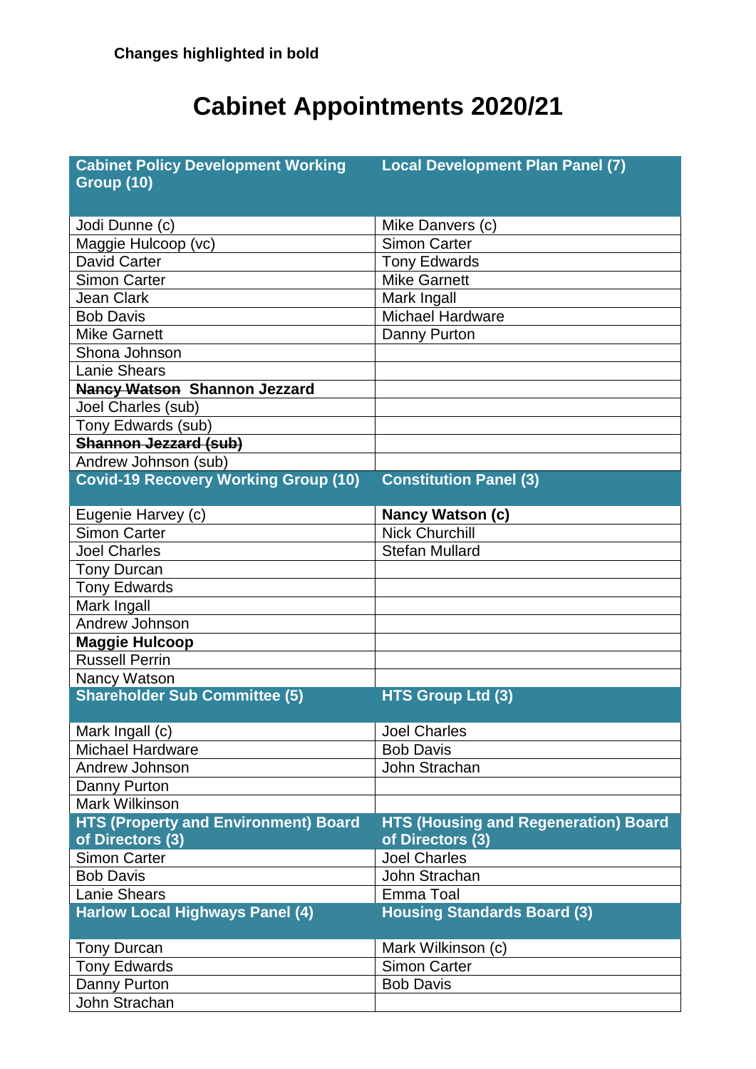**Changes highlighted in bold**

# Cabinet Appointments 2020/21

| Cabinet Policy Development Working Group (10) | Local Development Plan Panel (7) |
|---|---|
| Jodi Dunne (c) | Mike Danvers (c) |
| Maggie Hulcoop (vc) | Simon Carter |
| David Carter | Tony Edwards |
| Simon Carter | Mike Garnett |
| Jean Clark | Mark Ingall |
| Bob Davis | Michael Hardware |
| Mike Garnett | Danny Purton |
| Shona Johnson | |
| Lanie Shears | |
| ~~**Nancy Watson**~~ **Shannon Jezzard** | |
| Joel Charles (sub) | |
| Tony Edwards (sub) | |
| ~~**Shannon Jezzard (sub)**~~ | |
| Andrew Johnson (sub) | |
| **Covid-19 Recovery Working Group (10)** | **Constitution Panel (3)** |
| Eugenie Harvey (c) | **Nancy Watson (c)** |
| Simon Carter | Nick Churchill |
| Joel Charles | Stefan Mullard |
| Tony Durcan | |
| Tony Edwards | |
| Mark Ingall | |
| Andrew Johnson | |
| **Maggie Hulcoop** | |
| Russell Perrin | |
| Nancy Watson | |
| **Shareholder Sub Committee (5)** | **HTS Group Ltd (3)** |
| Mark Ingall (c) | Joel Charles |
| Michael Hardware | Bob Davis |
| Andrew Johnson | John Strachan |
| Danny Purton | |
| Mark Wilkinson | |
| **HTS (Property and Environment) Board of Directors (3)** | **HTS (Housing and Regeneration) Board of Directors (3)** |
| Simon Carter | Joel Charles |
| Bob Davis | John Strachan |
| Lanie Shears | Emma Toal |
| **Harlow Local Highways Panel (4)** | **Housing Standards Board (3)** |
| Tony Durcan | Mark Wilkinson (c) |
| Tony Edwards | Simon Carter |
| Danny Purton | Bob Davis |
| John Strachan | |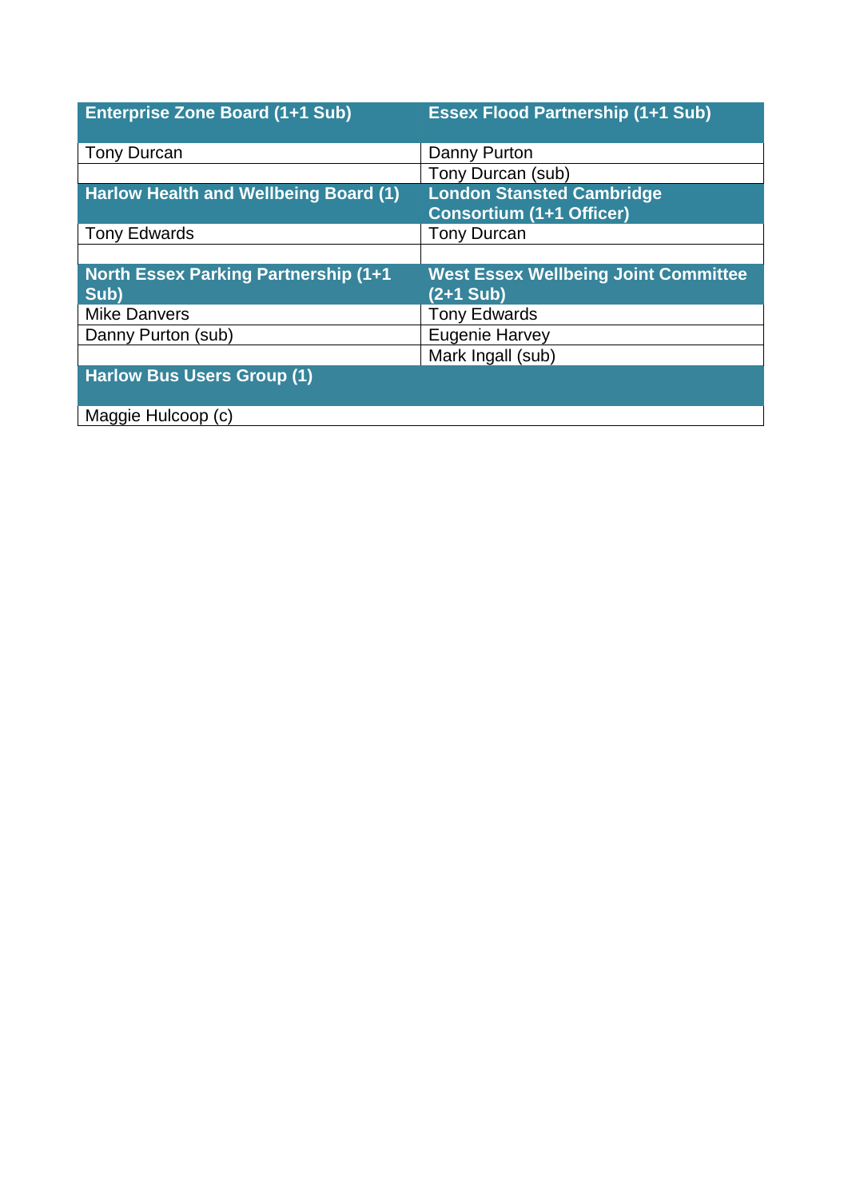| Enterprise Zone Board (1+1 Sub) | Essex Flood Partnership (1+1 Sub) |
| --- | --- |
| Tony Durcan | Danny Purton |
| | Tony Durcan (sub) |
| **Harlow Health and Wellbeing Board (1)** | **London Stansted Cambridge Consortium (1+1 Officer)** |
| Tony Edwards | Tony Durcan |
| | |
| **North Essex Parking Partnership (1+1 Sub)** | **West Essex Wellbeing Joint Committee (2+1 Sub)** |
| Mike Danvers | Tony Edwards |
| Danny Purton (sub) | Eugenie Harvey |
| | Mark Ingall (sub) |
| **Harlow Bus Users Group (1)** | |
| Maggie Hulcoop (c) | |